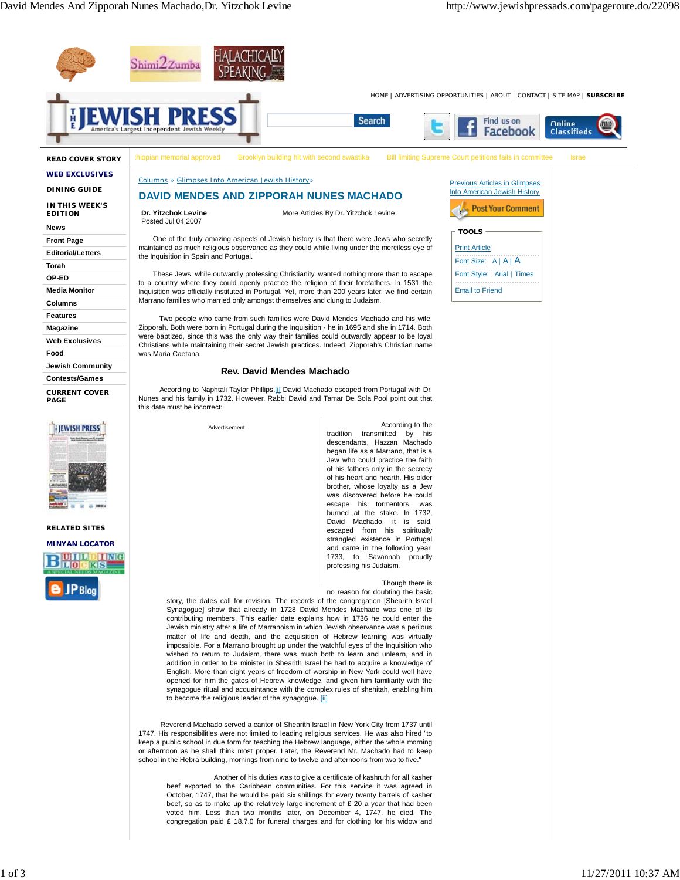Columns » Glimpses Into American Jewish History»

# DAVID MENDES AND ZIPPORAH NUNES MACHADO

**Dr. Yitzchok Levine**
Posted Jul 04 2007

One of the truly amazing aspects of Jewish history is that there were Jews who secretly maintained as much religious observance as they could while living under the merciless eye of the Inquisition in Spain and Portugal.

These Jews, while outwardly professing Christianity, wanted nothing more than to escape to a country where they could openly practice the religion of their forefathers. In 1531 the Inquisition was officially instituted in Portugal. Yet, more than 200 years later, we find certain Marrano families who married only amongst themselves and clung to Judaism.

Two people who came from such families were David Mendes Machado and his wife, Zipporah. Both were born in Portugal during the Inquisition - he in 1695 and she in 1714. Both were baptized, since this was the only way their families could outwardly appear to be loyal Christians while maintaining their secret Jewish practices. Indeed, Zipporah's Christian name was Maria Caetana.

## Rev. David Mendes Machado

According to Naphtali Taylor Phillips,[i] David Machado escaped from Portugal with Dr. Nunes and his family in 1732. However, Rabbi David and Tamar De Sola Pool point out that this date must be incorrect:

> According to the tradition transmitted by his descendants, Hazzan Machado began life as a Marrano, that is a Jew who could practice the faith of his fathers only in the secrecy of his heart and hearth. His older brother, whose loyalty as a Jew was discovered before he could escape his tormentors, was burned at the stake. In 1732, David Machado, it is said, escaped from his spiritually strangled existence in Portugal and came in the following year, 1733, to Savannah proudly professing his Judaism.
>
> Though there is no reason for doubting the basic story, the dates call for revision. The records of the congregation [Shearith Israel Synagogue] show that already in 1728 David Mendes Machado was one of its contributing members. This earlier date explains how in 1736 he could enter the Jewish ministry after a life of Marranoism in which Jewish observance was a perilous matter of life and death, and the acquisition of Hebrew learning was virtually impossible. For a Marrano brought up under the watchful eyes of the Inquisition who wished to return to Judaism, there was much both to learn and unlearn, and in addition in order to be minister in Shearith Israel he had to acquire a knowledge of English. More than eight years of freedom of worship in New York could well have opened for him the gates of Hebrew knowledge, and given him familiarity with the synagogue ritual and acquaintance with the complex rules of shehitah, enabling him to become the religious leader of the synagogue. [ii]

Reverend Machado served a cantor of Shearith Israel in New York City from 1737 until 1747. His responsibilities were not limited to leading religious services. He was also hired "to keep a public school in due form for teaching the Hebrew language, either the whole morning or afternoon as he shall think most proper. Later, the Reverend Mr. Machado had to keep school in the Hebra building, mornings from nine to twelve and afternoons from two to five."

> Another of his duties was to give a certificate of kashruth for all kasher beef exported to the Caribbean communities. For this service it was agreed in October, 1747, that he would be paid six shillings for every twenty barrels of kasher beef, so as to make up the relatively large increment of £ 20 a year that had been voted him. Less than two months later, on December 4, 1747, he died. The congregation paid £ 18.7.0 for funeral charges and for clothing for his widow and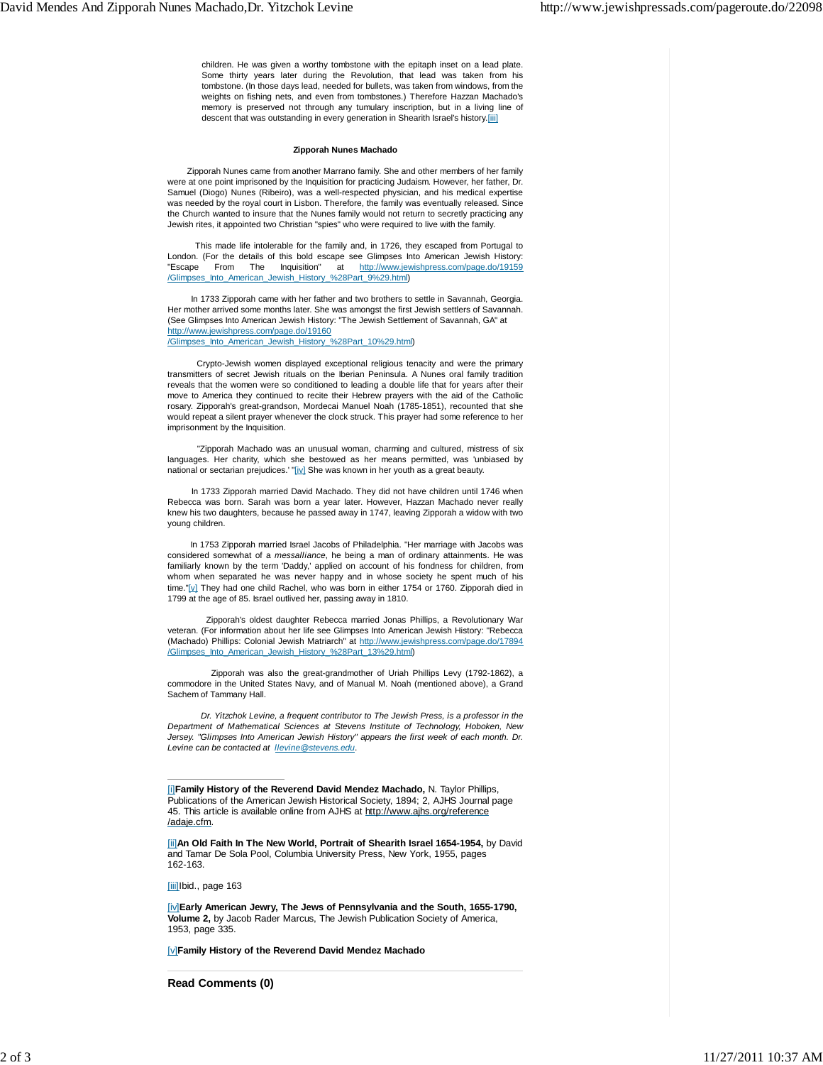children. He was given a worthy tombstone with the epitaph inset on a lead plate. Some thirty years later during the Revolution, that lead was taken from his tombstone. (In those days lead, needed for bullets, was taken from windows, from the weights on fishing nets, and even from tombstones.) Therefore Hazzan Machado's memory is preserved not through any tumulary inscription, but in a living line of descent that was outstanding in every generation in Shearith Israel's history.[iii]

**Zipporah Nunes Machado**

Zipporah Nunes came from another Marrano family. She and other members of her family were at one point imprisoned by the Inquisition for practicing Judaism. However, her father, Dr. Samuel (Diogo) Nunes (Ribeiro), was a well-respected physician, and his medical expertise was needed by the royal court in Lisbon. Therefore, the family was eventually released. Since the Church wanted to insure that the Nunes family would not return to secretly practicing any Jewish rites, it appointed two Christian "spies" who were required to live with the family.

This made life intolerable for the family and, in 1726, they escaped from Portugal to London. (For the details of this bold escape see Glimpses Into American Jewish History: "Escape From The Inquisition" at http://www.jewishpress.com/page.do/19159/Glimpses_Into_American_Jewish_History_%28Part_9%29.html)

In 1733 Zipporah came with her father and two brothers to settle in Savannah, Georgia. Her mother arrived some months later. She was amongst the first Jewish settlers of Savannah. (See Glimpses Into American Jewish History: "The Jewish Settlement of Savannah, GA" at http://www.jewishpress.com/page.do/19160/Glimpses_Into_American_Jewish_History_%28Part_10%29.html)

Crypto-Jewish women displayed exceptional religious tenacity and were the primary transmitters of secret Jewish rituals on the Iberian Peninsula. A Nunes oral family tradition reveals that the women were so conditioned to leading a double life that for years after their move to America they continued to recite their Hebrew prayers with the aid of the Catholic rosary. Zipporah's great-grandson, Mordecai Manuel Noah (1785-1851), recounted that she would repeat a silent prayer whenever the clock struck. This prayer had some reference to her imprisonment by the Inquisition.

"Zipporah Machado was an unusual woman, charming and cultured, mistress of six languages. Her charity, which she bestowed as her means permitted, was 'unbiased by national or sectarian prejudices.' "[iv] She was known in her youth as a great beauty.

In 1733 Zipporah married David Machado. They did not have children until 1746 when Rebecca was born. Sarah was born a year later. However, Hazzan Machado never really knew his two daughters, because he passed away in 1747, leaving Zipporah a widow with two young children.

In 1753 Zipporah married Israel Jacobs of Philadelphia. "Her marriage with Jacobs was considered somewhat of a *messalliance*, he being a man of ordinary attainments. He was familiarly known by the term 'Daddy,' applied on account of his fondness for children, from whom when separated he was never happy and in whose society he spent much of his time."[v] They had one child Rachel, who was born in either 1754 or 1760. Zipporah died in 1799 at the age of 85. Israel outlived her, passing away in 1810.

Zipporah's oldest daughter Rebecca married Jonas Phillips, a Revolutionary War veteran. (For information about her life see Glimpses Into American Jewish History: "Rebecca (Machado) Phillips: Colonial Jewish Matriarch" at http://www.jewishpress.com/page.do/17894/Glimpses_Into_American_Jewish_History_%28Part_13%29.html)

Zipporah was also the great-grandmother of Uriah Phillips Levy (1792-1862), a commodore in the United States Navy, and of Manual M. Noah (mentioned above), a Grand Sachem of Tammany Hall.

*Dr. Yitzchok Levine, a frequent contributor to The Jewish Press, is a professor in the Department of Mathematical Sciences at Stevens Institute of Technology, Hoboken, New Jersey. "Glimpses Into American Jewish History" appears the first week of each month. Dr. Levine can be contacted at llevine@stevens.edu.*

---

[i]**Family History of the Reverend David Mendez Machado,** N. Taylor Phillips, Publications of the American Jewish Historical Society, 1894; 2, AJHS Journal page 45. This article is available online from AJHS at http://www.ajhs.org/reference/adaje.cfm.

[ii]**An Old Faith In The New World, Portrait of Shearith Israel 1654-1954,** by David and Tamar De Sola Pool, Columbia University Press, New York, 1955, pages 162-163.

[iii]Ibid., page 163

[iv]**Early American Jewry, The Jews of Pennsylvania and the South, 1655-1790, Volume 2,** by Jacob Rader Marcus, The Jewish Publication Society of America, 1953, page 335.

[v]**Family History of the Reverend David Mendez Machado**

**Read Comments (0)**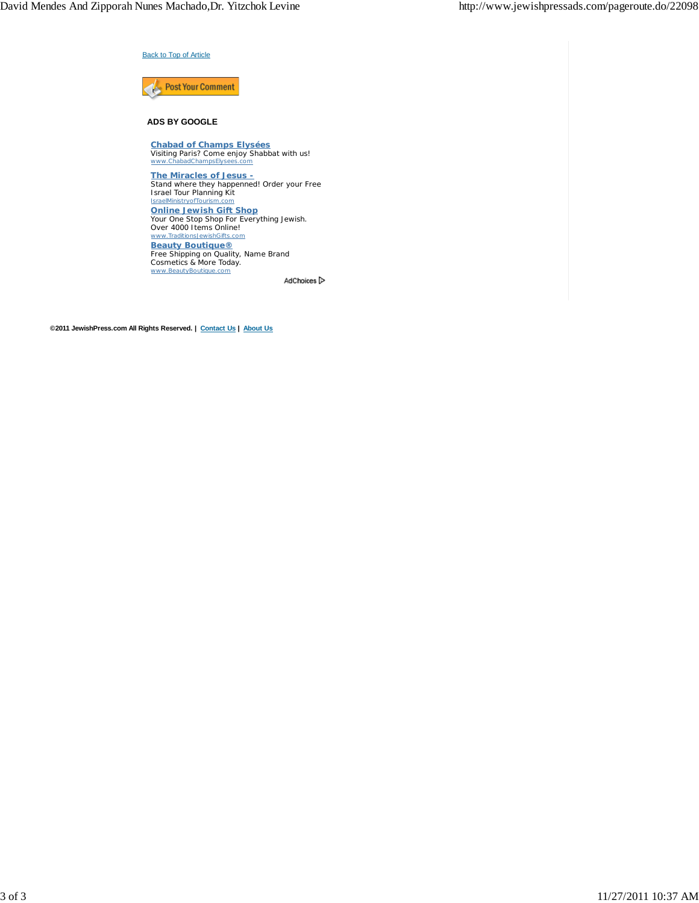Back to Top of Article

Post Your Comment

**ADS BY GOOGLE**

**Chabad of Champs Elysées**
Visiting Paris? Come enjoy Shabbat with us!
www.ChabadChampsElysees.com

**The Miracles of Jesus -**
Stand where they happenned! Order your Free Israel Tour Planning Kit
IsraelMinistryofTourism.com

**Online Jewish Gift Shop**
Your One Stop Shop For Everything Jewish. Over 4000 Items Online!
www.TraditionsJewishGifts.com

**Beauty Boutique®**
Free Shipping on Quality, Name Brand Cosmetics & More Today.
www.BeautyBoutique.com

AdChoices

**©2011 JewishPress.com All Rights Reserved. | Contact Us | About Us**